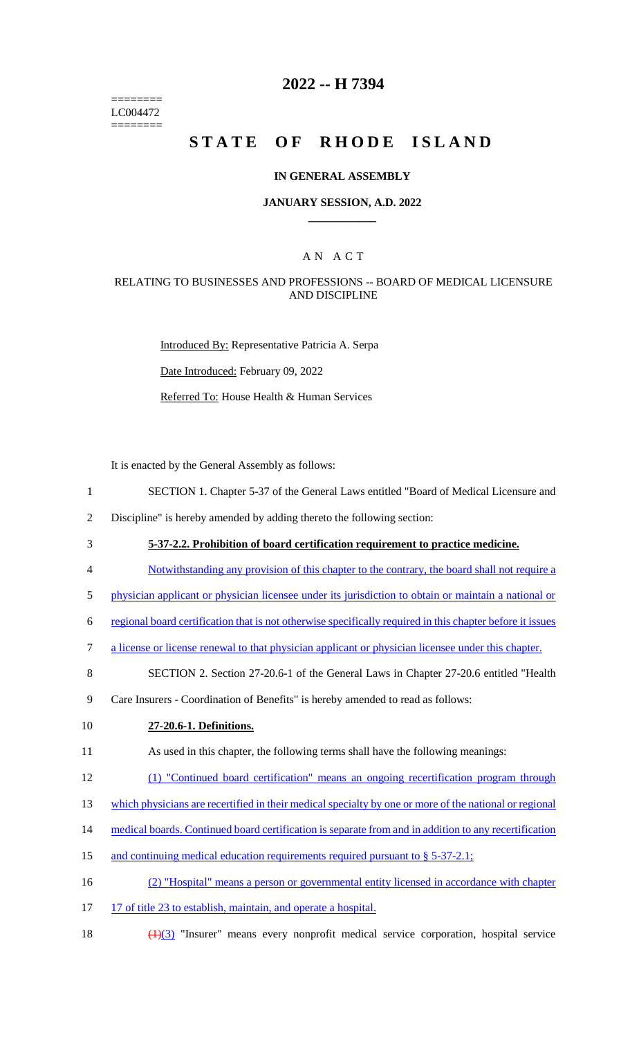========
LC004472
========

# 2022 -- H 7394

# STATE OF RHODE ISLAND

## IN GENERAL ASSEMBLY

### JANUARY SESSION, A.D. 2022

---

## A N A C T

### RELATING TO BUSINESSES AND PROFESSIONS -- BOARD OF MEDICAL LICENSURE AND DISCIPLINE

Introduced By: Representative Patricia A. Serpa

Date Introduced: February 09, 2022

Referred To: House Health & Human Services

It is enacted by the General Assembly as follows:

1 SECTION 1. Chapter 5-37 of the General Laws entitled "Board of Medical Licensure and
2 Discipline" is hereby amended by adding thereto the following section:

3 **5-37-2.2. Prohibition of board certification requirement to practice medicine.**

4 Notwithstanding any provision of this chapter to the contrary, the board shall not require a
5 physician applicant or physician licensee under its jurisdiction to obtain or maintain a national or
6 regional board certification that is not otherwise specifically required in this chapter before it issues
7 a license or license renewal to that physician applicant or physician licensee under this chapter.

8 SECTION 2. Section 27-20.6-1 of the General Laws in Chapter 27-20.6 entitled "Health
9 Care Insurers - Coordination of Benefits" is hereby amended to read as follows:

10 **27-20.6-1. Definitions.**

11 As used in this chapter, the following terms shall have the following meanings:

12 (1) "Continued board certification" means an ongoing recertification program through
13 which physicians are recertified in their medical specialty by one or more of the national or regional
14 medical boards. Continued board certification is separate from and in addition to any recertification
15 and continuing medical education requirements required pursuant to § 5-37-2.1;

16 (2) "Hospital" means a person or governmental entity licensed in accordance with chapter
17 17 of title 23 to establish, maintain, and operate a hospital.

18 ~~(1)~~(3) "Insurer" means every nonprofit medical service corporation, hospital service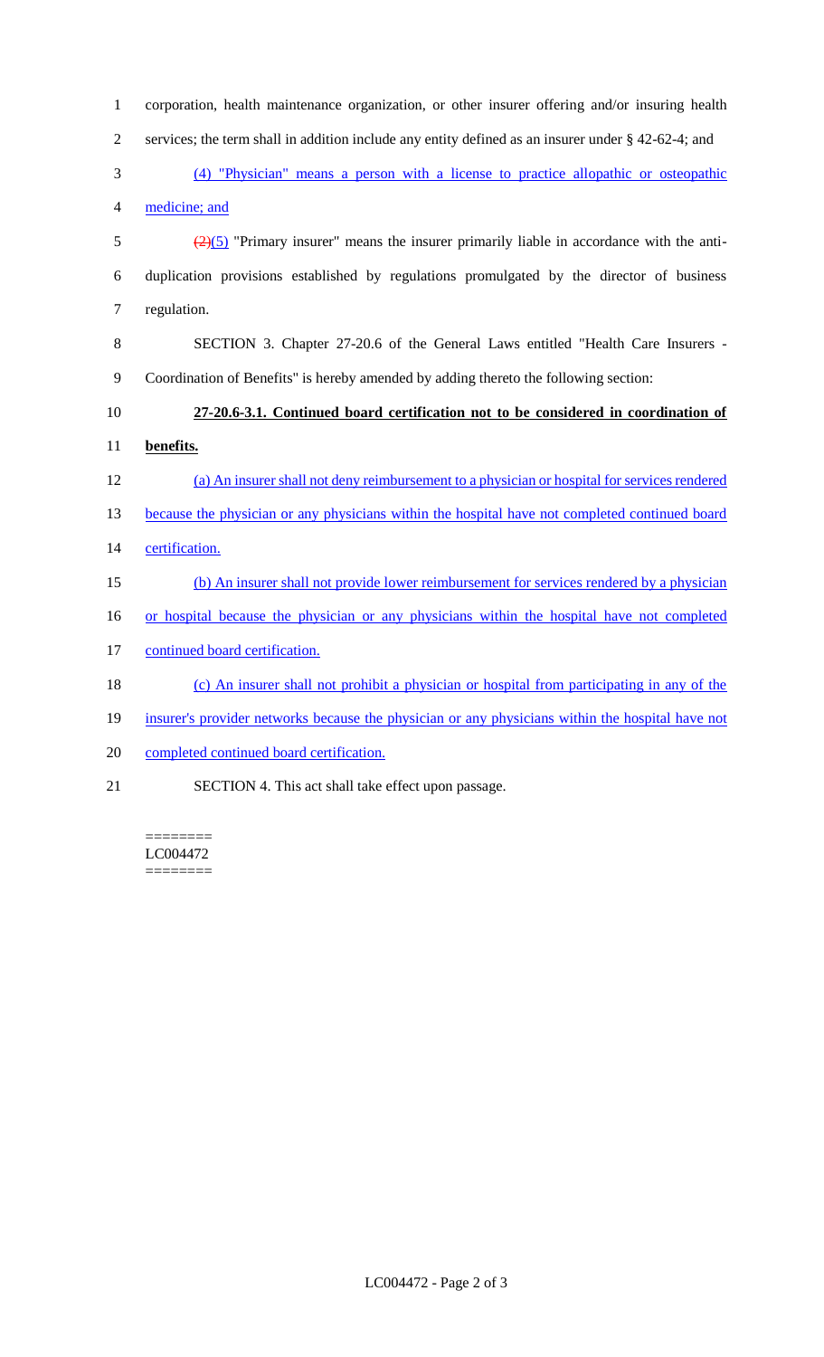corporation, health maintenance organization, or other insurer offering and/or insuring health services; the term shall in addition include any entity defined as an insurer under § 42-62-4; and

(4) "Physician" means a person with a license to practice allopathic or osteopathic medicine; and

~~(2)~~(5) "Primary insurer" means the insurer primarily liable in accordance with the anti-duplication provisions established by regulations promulgated by the director of business regulation.

SECTION 3. Chapter 27-20.6 of the General Laws entitled "Health Care Insurers - Coordination of Benefits" is hereby amended by adding thereto the following section:

**27-20.6-3.1. Continued board certification not to be considered in coordination of benefits.**

(a) An insurer shall not deny reimbursement to a physician or hospital for services rendered because the physician or any physicians within the hospital have not completed continued board certification.

(b) An insurer shall not provide lower reimbursement for services rendered by a physician or hospital because the physician or any physicians within the hospital have not completed continued board certification.

(c) An insurer shall not prohibit a physician or hospital from participating in any of the insurer's provider networks because the physician or any physicians within the hospital have not completed continued board certification.

SECTION 4. This act shall take effect upon passage.

========
LC004472
========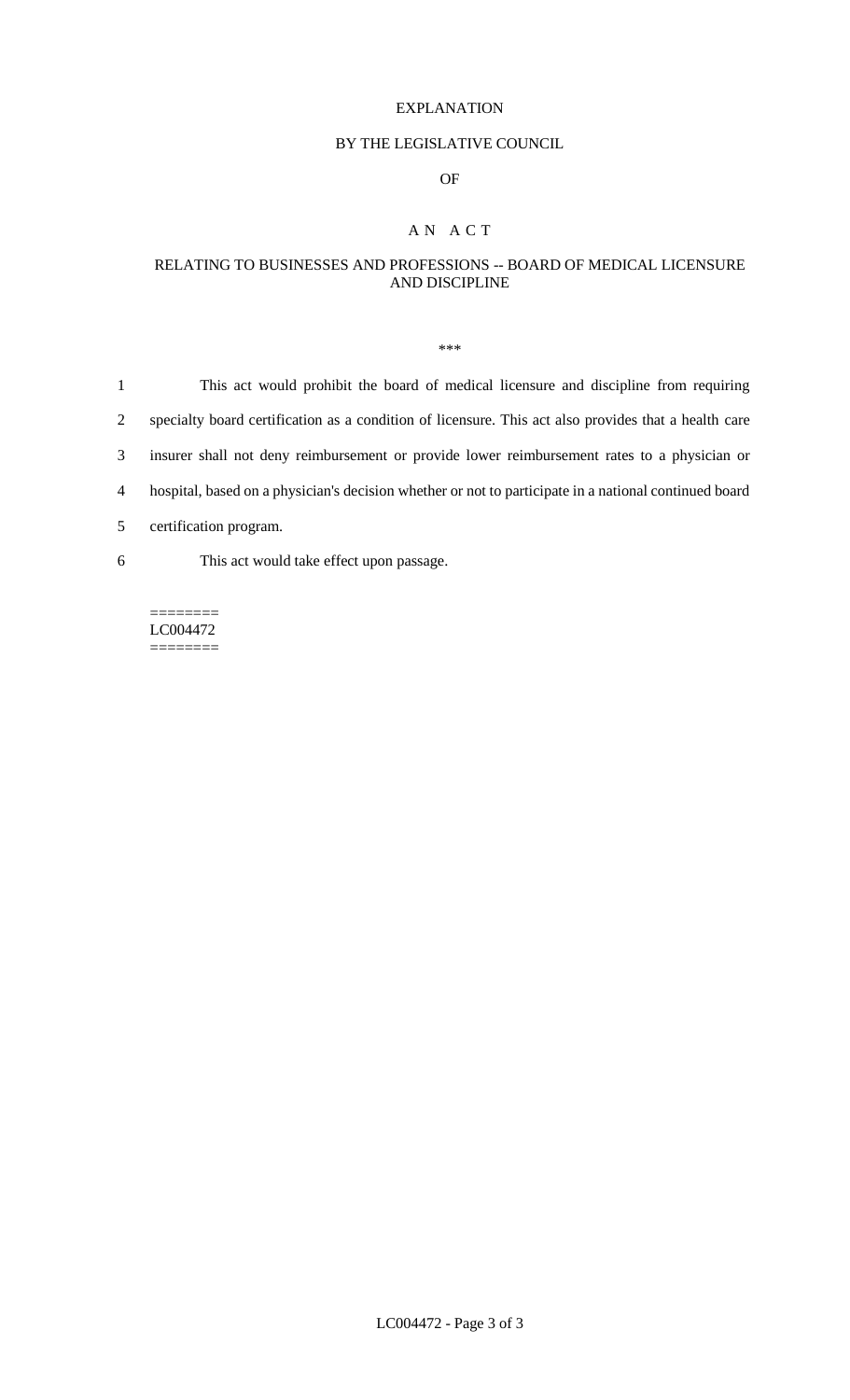EXPLANATION

BY THE LEGISLATIVE COUNCIL

OF

# A N A C T

## RELATING TO BUSINESSES AND PROFESSIONS -- BOARD OF MEDICAL LICENSURE AND DISCIPLINE

***

This act would prohibit the board of medical licensure and discipline from requiring specialty board certification as a condition of licensure. This act also provides that a health care insurer shall not deny reimbursement or provide lower reimbursement rates to a physician or hospital, based on a physician's decision whether or not to participate in a national continued board certification program.

This act would take effect upon passage.

========
LC004472
========